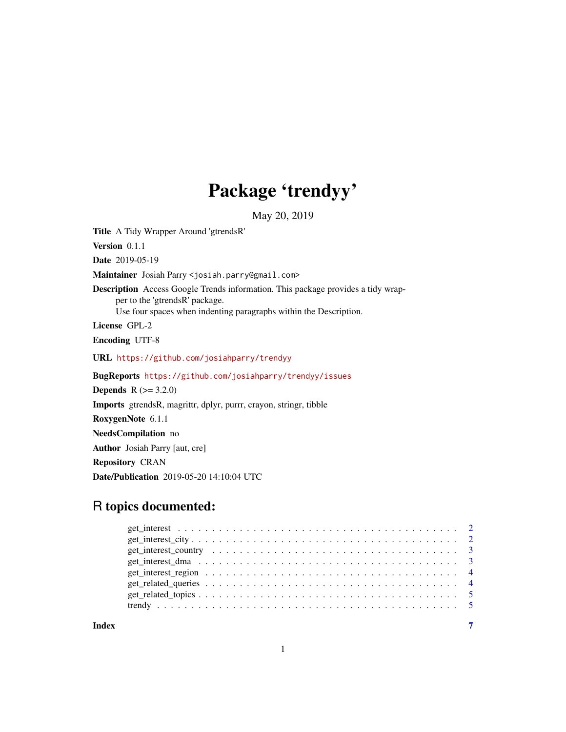# Package 'trendyy'

May 20, 2019

**Title** A Tidy Wrapper Around 'gtrendsR'

**Version** 0.1.1

**Date** 2019-05-19

**Maintainer** Josiah Parry <josiah.parry@gmail.com>

**Description** Access Google Trends information. This package provides a tidy wrapper to the 'gtrendsR' package.
Use four spaces when indenting paragraphs within the Description.

**License** GPL-2

**Encoding** UTF-8

**URL** https://github.com/josiahparry/trendyy

**BugReports** https://github.com/josiahparry/trendyy/issues

**Depends** R (>= 3.2.0)

**Imports** gtrendsR, magrittr, dplyr, purrr, crayon, stringr, tibble

**RoxygenNote** 6.1.1

**NeedsCompilation** no

**Author** Josiah Parry [aut, cre]

**Repository** CRAN

**Date/Publication** 2019-05-20 14:10:04 UTC

## R topics documented:

- get_interest . . . . . . . . . . 2
- get_interest_city . . . . . . . . . . 2
- get_interest_country . . . . . . . . . . 3
- get_interest_dma . . . . . . . . . . 3
- get_interest_region . . . . . . . . . . 4
- get_related_queries . . . . . . . . . . 4
- get_related_topics . . . . . . . . . . 5
- trendy . . . . . . . . . . 5

**Index** 7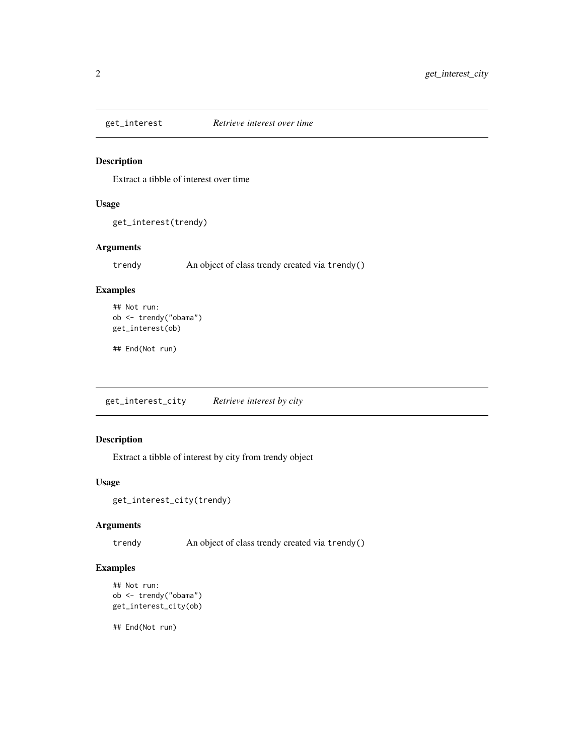## get_interest — *Retrieve interest over time*

### Description

Extract a tibble of interest over time

### Usage

```
get_interest(trendy)
```

### Arguments

| | |
|---|---|
| trendy | An object of class trendy created via `trendy()` |

### Examples

```
## Not run:
ob <- trendy("obama")
get_interest(ob)

## End(Not run)
```

## get_interest_city — *Retrieve interest by city*

### Description

Extract a tibble of interest by city from trendy object

### Usage

```
get_interest_city(trendy)
```

### Arguments

| | |
|---|---|
| trendy | An object of class trendy created via `trendy()` |

### Examples

```
## Not run:
ob <- trendy("obama")
get_interest_city(ob)

## End(Not run)
```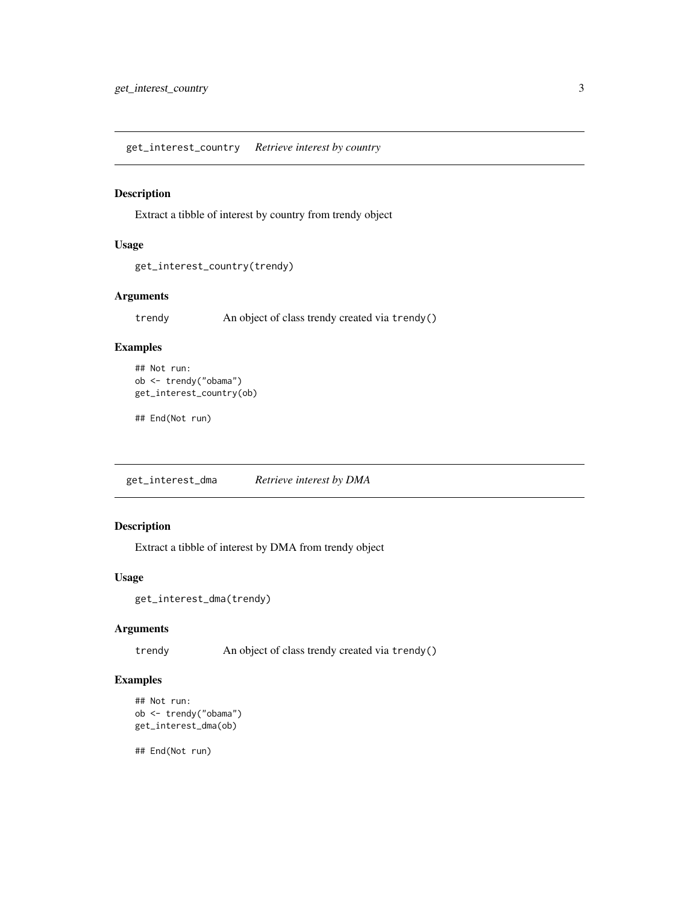## get_interest_country *Retrieve interest by country*

### Description

Extract a tibble of interest by country from trendy object

### Usage

```
get_interest_country(trendy)
```

### Arguments

| | |
|---|---|
| trendy | An object of class trendy created via `trendy()` |

### Examples

```
## Not run:
ob <- trendy("obama")
get_interest_country(ob)

## End(Not run)
```

## get_interest_dma *Retrieve interest by DMA*

### Description

Extract a tibble of interest by DMA from trendy object

### Usage

```
get_interest_dma(trendy)
```

### Arguments

| | |
|---|---|
| trendy | An object of class trendy created via `trendy()` |

### Examples

```
## Not run:
ob <- trendy("obama")
get_interest_dma(ob)

## End(Not run)
```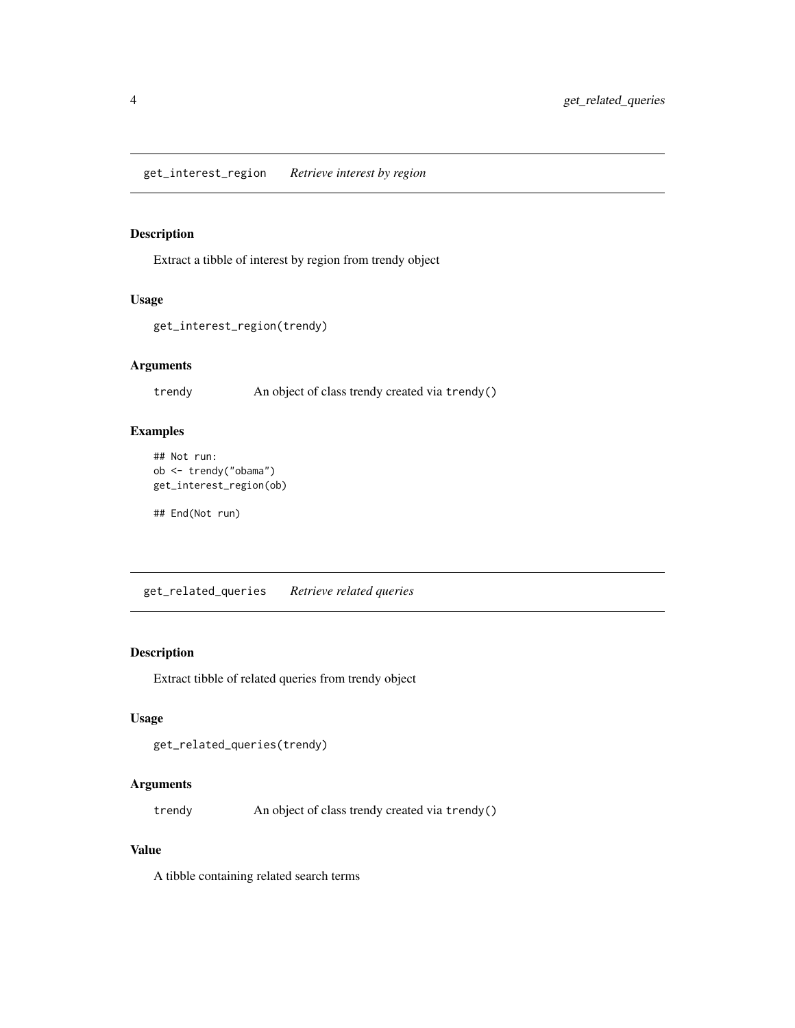## get_interest_region *Retrieve interest by region*

### Description

Extract a tibble of interest by region from trendy object

### Usage

```
get_interest_region(trendy)
```

### Arguments

| | |
|---|---|
| trendy | An object of class trendy created via `trendy()` |

### Examples

```
## Not run:
ob <- trendy("obama")
get_interest_region(ob)

## End(Not run)
```

## get_related_queries *Retrieve related queries*

### Description

Extract tibble of related queries from trendy object

### Usage

```
get_related_queries(trendy)
```

### Arguments

| | |
|---|---|
| trendy | An object of class trendy created via `trendy()` |

### Value

A tibble containing related search terms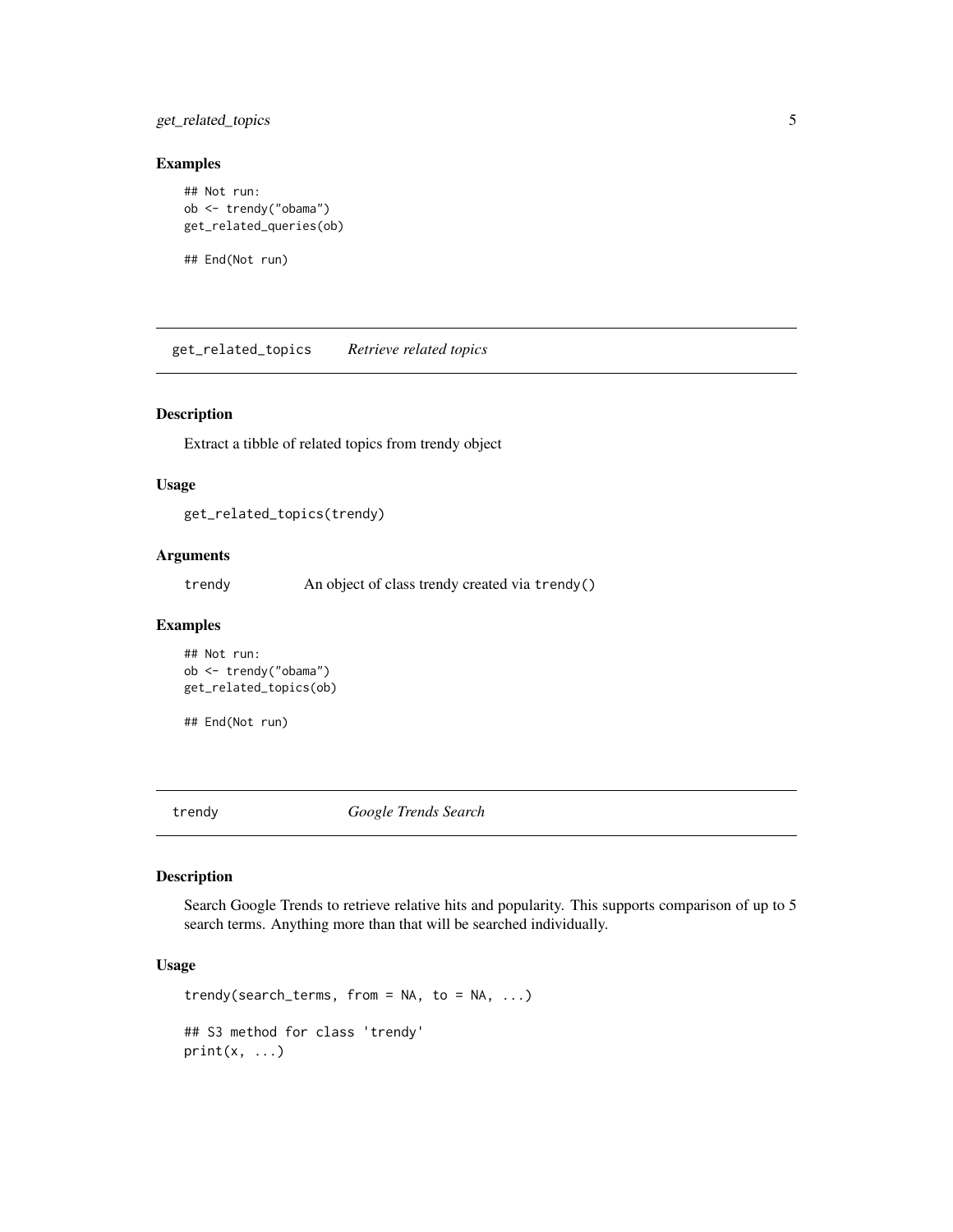### Examples

```
## Not run:
ob <- trendy("obama")
get_related_queries(ob)

## End(Not run)
```

---

## get_related_topics *Retrieve related topics*

---

### Description

Extract a tibble of related topics from trendy object

### Usage

```
get_related_topics(trendy)
```

### Arguments

| | |
|---|---|
| trendy | An object of class trendy created via `trendy()` |

### Examples

```
## Not run:
ob <- trendy("obama")
get_related_topics(ob)

## End(Not run)
```

---

## trendy *Google Trends Search*

---

### Description

Search Google Trends to retrieve relative hits and popularity. This supports comparison of up to 5 search terms. Anything more than that will be searched individually.

### Usage

```
trendy(search_terms, from = NA, to = NA, ...)

## S3 method for class 'trendy'
print(x, ...)
```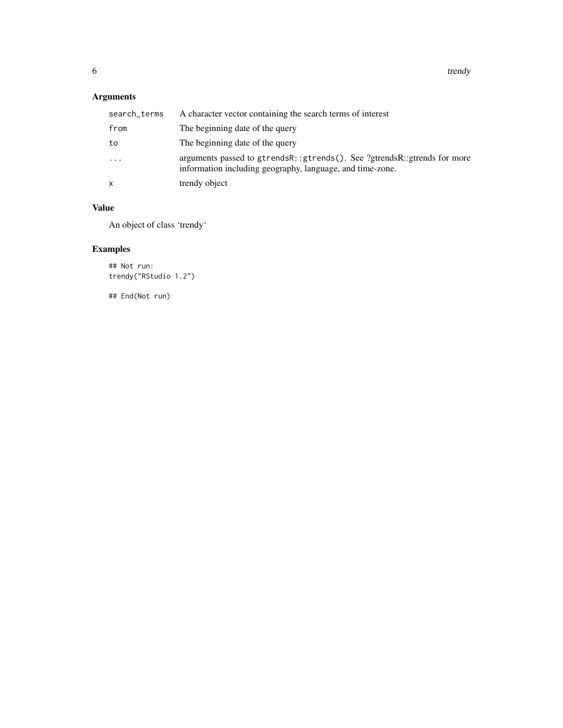## Arguments

| | |
|---|---|
| `search_terms` | A character vector containing the search terms of interest |
| `from` | The beginning date of the query |
| `to` | The beginning date of the query |
| `...` | arguments passed to `gtrendsR::gtrends()`. See ?gtrendsR::gtrends for more information including geography, language, and time-zone. |
| `x` | trendy object |

## Value

An object of class 'trendy'

## Examples

```
## Not run:
trendy("RStudio 1.2")

## End(Not run)
```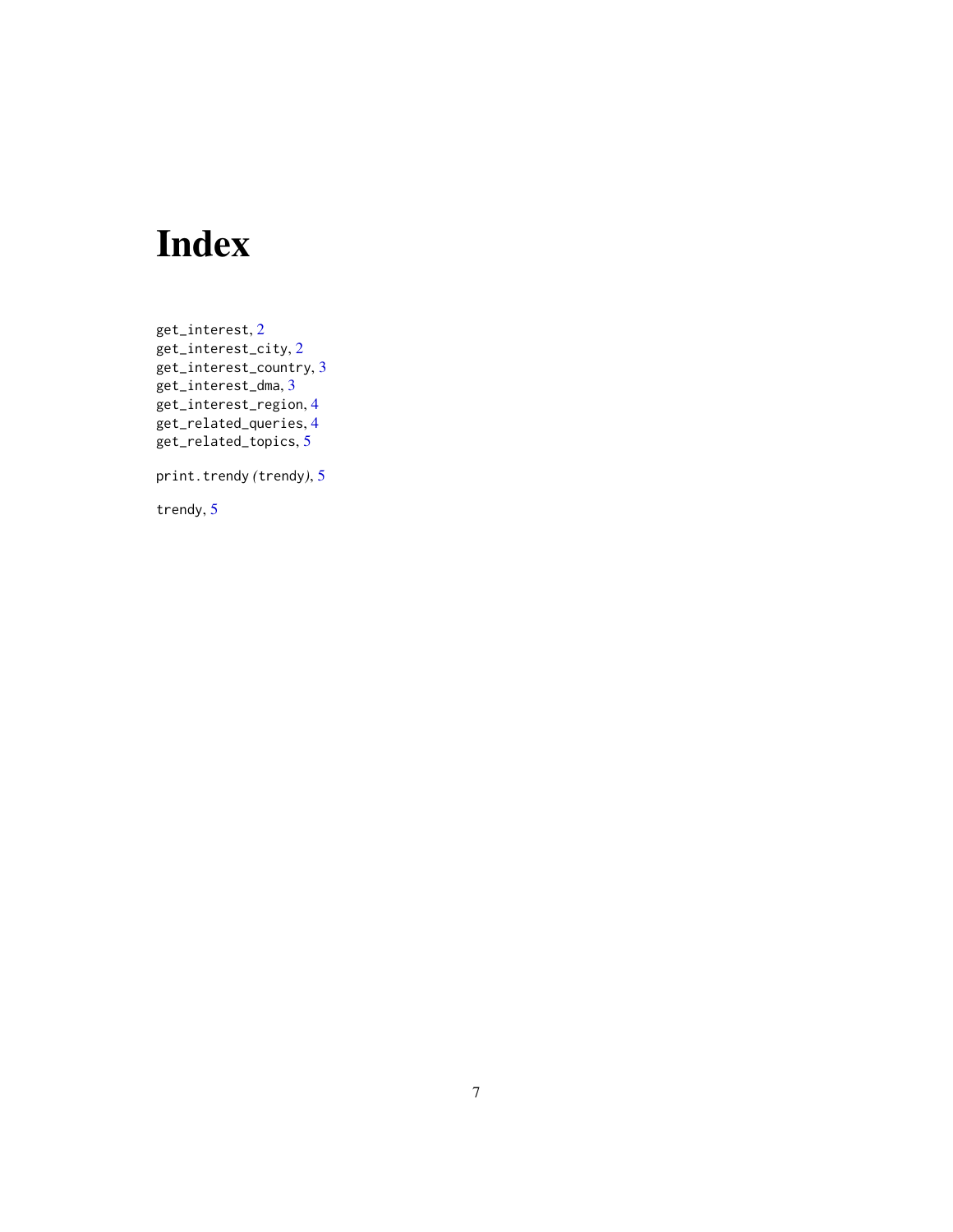# Index

get_interest, 2
get_interest_city, 2
get_interest_country, 3
get_interest_dma, 3
get_interest_region, 4
get_related_queries, 4
get_related_topics, 5

print.trendy (trendy), 5

trendy, 5